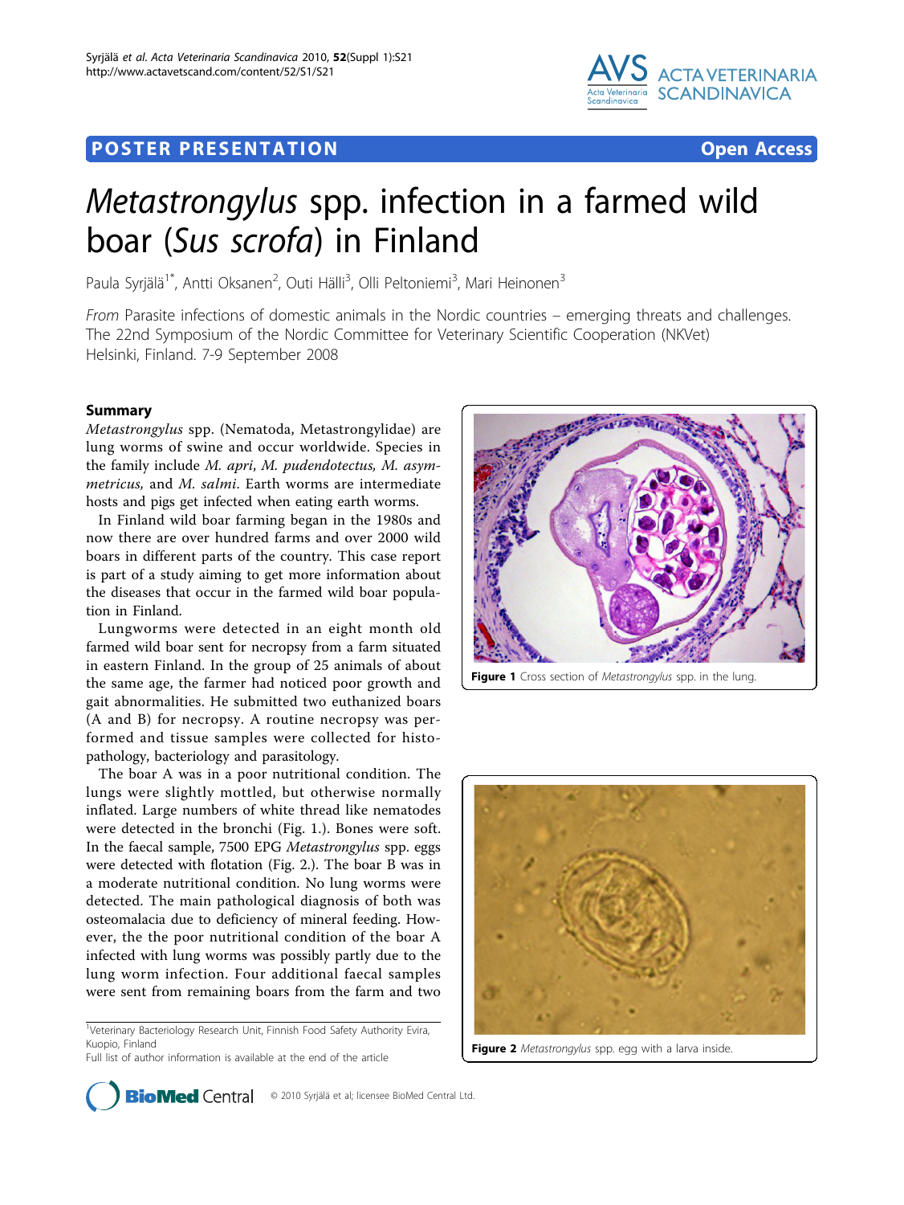POSTER PRESENTATION — Open Access

# *Metastrongylus* spp. infection in a farmed wild boar (*Sus scrofa*) in Finland

Paula Syrjälä[1*], Antti Oksanen[2], Outi Hälli[3], Olli Peltoniemi[3], Mari Heinonen[3]

*From* Parasite infections of domestic animals in the Nordic countries – emerging threats and challenges. The 22nd Symposium of the Nordic Committee for Veterinary Scientific Cooperation (NKVet) Helsinki, Finland. 7-9 September 2008

## Summary

*Metastrongylus* spp. (Nematoda, Metastrongylidae) are lung worms of swine and occur worldwide. Species in the family include *M. apri*, *M. pudendotectus, M. asymmetricus,* and *M. salmi*. Earth worms are intermediate hosts and pigs get infected when eating earth worms.

In Finland wild boar farming began in the 1980s and now there are over hundred farms and over 2000 wild boars in different parts of the country. This case report is part of a study aiming to get more information about the diseases that occur in the farmed wild boar population in Finland.

Lungworms were detected in an eight month old farmed wild boar sent for necropsy from a farm situated in eastern Finland. In the group of 25 animals of about the same age, the farmer had noticed poor growth and gait abnormalities. He submitted two euthanized boars (A and B) for necropsy. A routine necropsy was performed and tissue samples were collected for histopathology, bacteriology and parasitology.

The boar A was in a poor nutritional condition. The lungs were slightly mottled, but otherwise normally inflated. Large numbers of white thread like nematodes were detected in the bronchi (Fig. 1.). Bones were soft. In the faecal sample, 7500 EPG *Metastrongylus* spp. eggs were detected with flotation (Fig. 2.). The boar B was in a moderate nutritional condition. No lung worms were detected. The main pathological diagnosis of both was osteomalacia due to deficiency of mineral feeding. However, the the poor nutritional condition of the boar A infected with lung worms was possibly partly due to the lung worm infection. Four additional faecal samples were sent from remaining boars from the farm and two

**Figure 1** Cross section of *Metastrongylus* spp. in the lung.

**Figure 2** *Metastrongylus* spp. egg with a larva inside.

[1]Veterinary Bacteriology Research Unit, Finnish Food Safety Authority Evira, Kuopio, Finland
Full list of author information is available at the end of the article

© 2010 Syrjälä et al; licensee BioMed Central Ltd.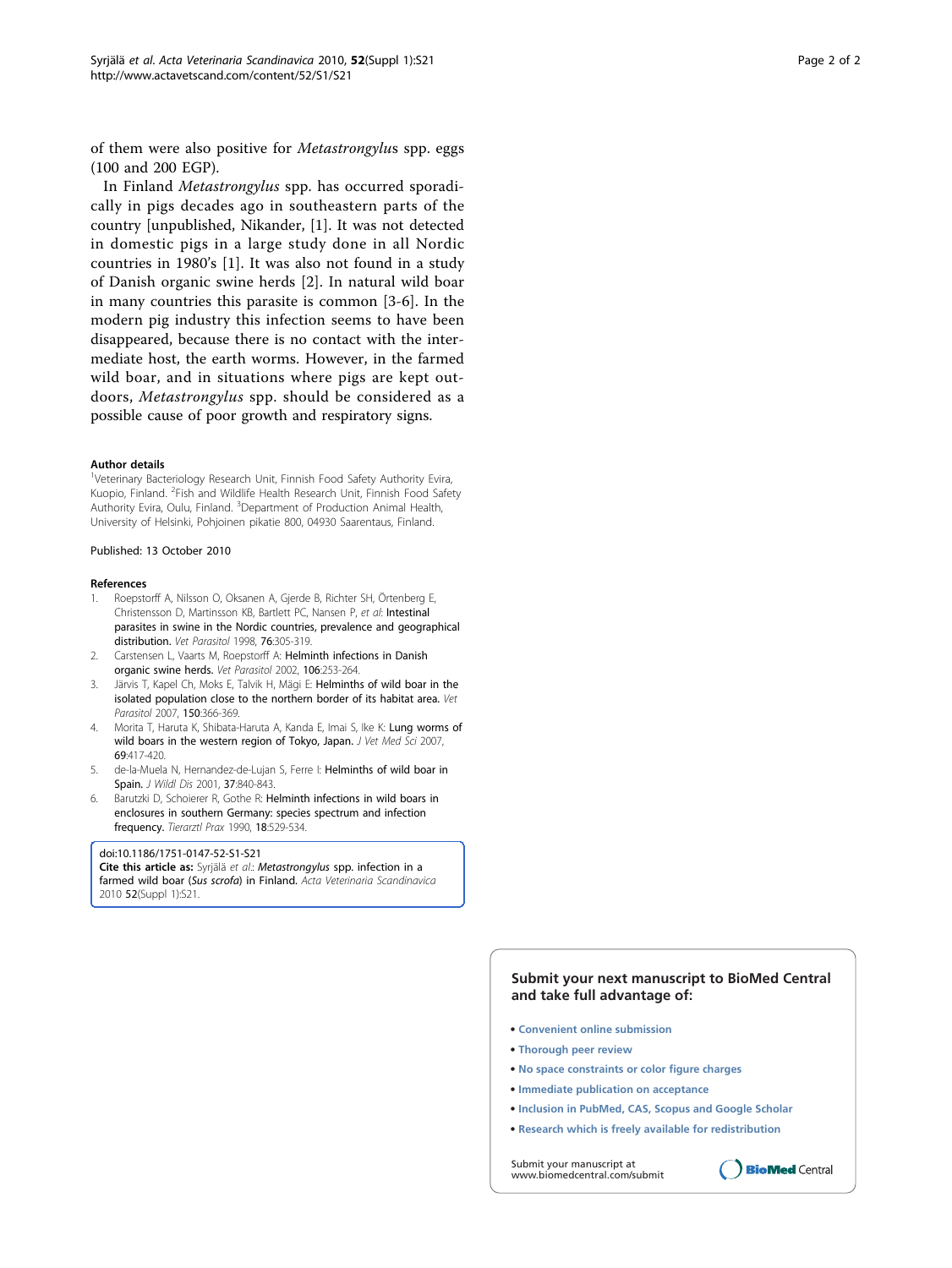of them were also positive for *Metastrongylus* spp. eggs (100 and 200 EGP).

In Finland *Metastrongylus* spp. has occurred sporadically in pigs decades ago in southeastern parts of the country [unpublished, Nikander, [1]. It was not detected in domestic pigs in a large study done in all Nordic countries in 1980's [1]. It was also not found in a study of Danish organic swine herds [2]. In natural wild boar in many countries this parasite is common [3-6]. In the modern pig industry this infection seems to have been disappeared, because there is no contact with the intermediate host, the earth worms. However, in the farmed wild boar, and in situations where pigs are kept outdoors, *Metastrongylus* spp. should be considered as a possible cause of poor growth and respiratory signs.

#### Author details

[1]Veterinary Bacteriology Research Unit, Finnish Food Safety Authority Evira, Kuopio, Finland. [2]Fish and Wildlife Health Research Unit, Finnish Food Safety Authority Evira, Oulu, Finland. [3]Department of Production Animal Health, University of Helsinki, Pohjoinen pikatie 800, 04930 Saarentaus, Finland.

Published: 13 October 2010

#### References

1. Roepstorff A, Nilsson O, Oksanen A, Gjerde B, Richter SH, Örtenberg E, Christensson D, Martinsson KB, Bartlett PC, Nansen P, *et al*: **Intestinal parasites in swine in the Nordic countries, prevalence and geographical distribution.** *Vet Parasitol* 1998, **76**:305-319.
2. Carstensen L, Vaarts M, Roepstorff A: **Helminth infections in Danish organic swine herds.** *Vet Parasitol* 2002, **106**:253-264.
3. Järvis T, Kapel Ch, Moks E, Talvik H, Mägi E: **Helminths of wild boar in the isolated population close to the northern border of its habitat area.** *Vet Parasitol* 2007, **150**:366-369.
4. Morita T, Haruta K, Shibata-Haruta A, Kanda E, Imai S, Ike K: **Lung worms of wild boars in the western region of Tokyo, Japan.** *J Vet Med Sci* 2007, **69**:417-420.
5. de-la-Muela N, Hernandez-de-Lujan S, Ferre I: **Helminths of wild boar in Spain.** *J Wildl Dis* 2001, **37**:840-843.
6. Barutzki D, Schoierer R, Gothe R: **Helminth infections in wild boars in enclosures in southern Germany: species spectrum and infection frequency.** *Tierarztl Prax* 1990, **18**:529-534.

doi:10.1186/1751-0147-52-S1-S21
**Cite this article as:** Syrjälä *et al.*: *Metastrongylus* spp. infection in a farmed wild boar (*Sus scrofa*) in Finland. *Acta Veterinaria Scandinavica* 2010 **52**(Suppl 1):S21.

**Submit your next manuscript to BioMed Central and take full advantage of:**

- Convenient online submission
- Thorough peer review
- No space constraints or color figure charges
- Immediate publication on acceptance
- Inclusion in PubMed, CAS, Scopus and Google Scholar
- Research which is freely available for redistribution

Submit your manuscript at www.biomedcentral.com/submit

BioMed Central